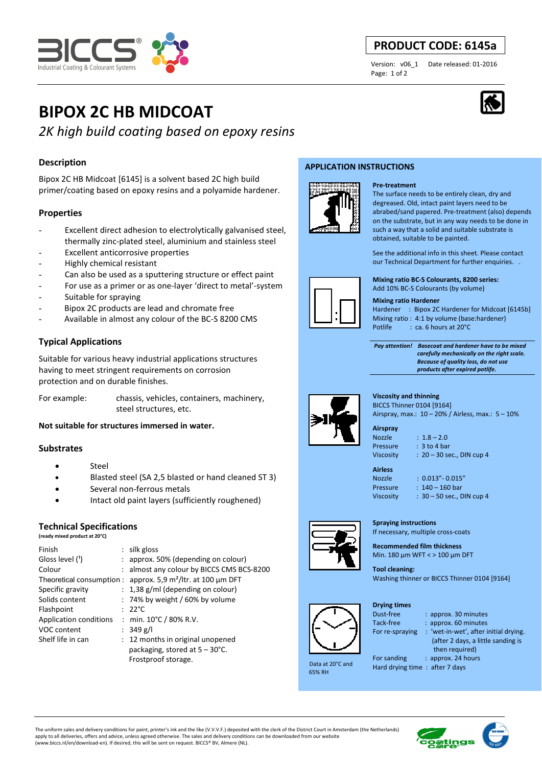PRODUCT CODE: 6145a

Version: v06_1 Date released: 01-2016

# BIPOX 2C HB MIDCOAT

*2K high build coating based on epoxy resins*

## Description

Bipox 2C HB Midcoat [6145] is a solvent based 2C high build primer/coating based on epoxy resins and a polyamide hardener.

## Properties

- Excellent direct adhesion to electrolytically galvanised steel, thermally zinc-plated steel, aluminium and stainless steel
- Excellent anticorrosive properties
- Highly chemical resistant
- Can also be used as a sputtering structure or effect paint
- For use as a primer or as one-layer 'direct to metal'-system
- Suitable for spraying
- Bipox 2C products are lead and chromate free
- Available in almost any colour of the BC-S 8200 CMS

## Typical Applications

Suitable for various heavy industrial applications structures having to meet stringent requirements on corrosion protection and on durable finishes.

For example: chassis, vehicles, containers, machinery, steel structures, etc.

**Not suitable for structures immersed in water.**

## Substrates

- Steel
- Blasted steel (SA 2,5 blasted or hand cleaned ST 3)
- Several non-ferrous metals
- Intact old paint layers (sufficiently roughened)

## Technical Specifications

**(ready mixed product at 20°C)**

| | |
|---|---|
| Finish | : silk gloss |
| Gloss level (¹) | : approx. 50% (depending on colour) |
| Colour | : almost any colour by BICCS CMS BCS-8200 |
| Theoretical consumption | : approx. 5,9 m²/ltr. at 100 µm DFT |
| Specific gravity | : 1,38 g/ml (depending on colour) |
| Solids content | : 74% by weight / 60% by volume |
| Flashpoint | : 22°C |
| Application conditions | : min. 10°C / 80% R.V. |
| VOC content | : 349 g/l |
| Shelf life in can | : 12 months in original unopened packaging, stored at 5 – 30°C. Frostproof storage. |

## APPLICATION INSTRUCTIONS

**Pre-treatment**

The surface needs to be entirely clean, dry and degreased. Old, intact paint layers need to be abrabed/sand papered. Pre-treatment (also) depends on the substrate, but in any way needs to be done in such a way that a solid and suitable substrate is obtained, suitable to be painted.

See the additional info in this sheet. Please contact our Technical Department for further enquiries.

**Mixing ratio BC-S Colourants, 8200 series:**

Add 10% BC-S Colourants (by volume)

**Mixing ratio Hardener**

Hardener : Bipox 2C Hardener for Midcoat [6145b]
Mixing ratio : 4:1 by volume (base:hardener)
Potlife : ca. 6 hours at 20°C

***Pay attention!** **Basecoat and hardener have to be mixed carefully mechanically on the right scale. Because of quality loss, do not use products after expired potlife.***

**Viscosity and thinning**

BICCS Thinner 0104 [9164]
Airspray, max.: 10 – 20% / Airless, max.: 5 – 10%

**Airspray**

| | |
|---|---|
| Nozzle | : 1.8 – 2.0 |
| Pressure | : 3 to 4 bar |
| Viscosity | : 20 – 30 sec., DIN cup 4 |

**Airless**

| | |
|---|---|
| Nozzle | : 0.013"- 0.015" |
| Pressure | : 140 – 160 bar |
| Viscosity | : 30 – 50 sec., DIN cup 4 |

**Spraying instructions**

If necessary, multiple cross-coats

**Recommended film thickness**

Min. 180 µm WFT < > 100 µm DFT

**Tool cleaning:**

Washing thinner or BICCS Thinner 0104 [9164]

**Drying times**

| | |
|---|---|
| Dust-free | : approx. 30 minutes |
| Tack-free | : approx. 60 minutes |
| For re-spraying | : 'wet-in-wet', after initial drying. (after 2 days, a little sanding is then required) |
| For sanding | : approx. 24 hours |
| Hard drying time | : after 7 days |

Data at 20°C and 65% RH

The uniform sales and delivery conditions for paint, printer's ink and the like (V.V.V.F.) deposited with the clerk of the District Court in Amsterdam (the Netherlands) apply to all deliveries, offers and advice, unless agreed otherwise. The sales and delivery conditions can be downloaded from our website (www.biccs.nl/en/download-en). If desired, this will be sent on request. BICCS® BV, Almere (NL).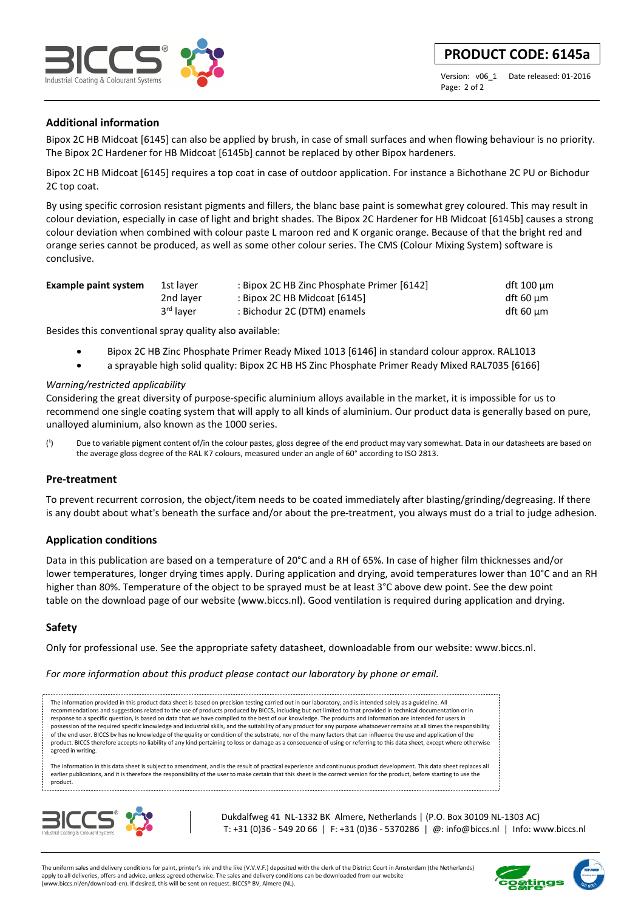## Additional information

Bipox 2C HB Midcoat [6145] can also be applied by brush, in case of small surfaces and when flowing behaviour is no priority. The Bipox 2C Hardener for HB Midcoat [6145b] cannot be replaced by other Bipox hardeners.

Bipox 2C HB Midcoat [6145] requires a top coat in case of outdoor application. For instance a Bichothane 2C PU or Bichodur 2C top coat.

By using specific corrosion resistant pigments and fillers, the blanc base paint is somewhat grey coloured. This may result in colour deviation, especially in case of light and bright shades. The Bipox 2C Hardener for HB Midcoat [6145b] causes a strong colour deviation when combined with colour paste L maroon red and K organic orange. Because of that the bright red and orange series cannot be produced, as well as some other colour series. The CMS (Colour Mixing System) software is conclusive.

| | | | |
|---|---|---|---|
| **Example paint system** | 1st layer | : Bipox 2C HB Zinc Phosphate Primer [6142] | dft 100 µm |
| | 2nd layer | : Bipox 2C HB Midcoat [6145] | dft 60 µm |
| | 3rd layer | : Bichodur 2C (DTM) enamels | dft 60 µm |

Besides this conventional spray quality also available:

- Bipox 2C HB Zinc Phosphate Primer Ready Mixed 1013 [6146] in standard colour approx. RAL1013
- a sprayable high solid quality: Bipox 2C HB HS Zinc Phosphate Primer Ready Mixed RAL7035 [6166]

*Warning/restricted applicability*

Considering the great diversity of purpose-specific aluminium alloys available in the market, it is impossible for us to recommend one single coating system that will apply to all kinds of aluminium. Our product data is generally based on pure, unalloyed aluminium, also known as the 1000 series.

([1]) Due to variable pigment content of/in the colour pastes, gloss degree of the end product may vary somewhat. Data in our datasheets are based on the average gloss degree of the RAL K7 colours, measured under an angle of 60° according to ISO 2813.

## Pre-treatment

To prevent recurrent corrosion, the object/item needs to be coated immediately after blasting/grinding/degreasing. If there is any doubt about what's beneath the surface and/or about the pre-treatment, you always must do a trial to judge adhesion.

## Application conditions

Data in this publication are based on a temperature of 20°C and a RH of 65%. In case of higher film thicknesses and/or lower temperatures, longer drying times apply. During application and drying, avoid temperatures lower than 10°C and an RH higher than 80%. Temperature of the object to be sprayed must be at least 3°C above dew point. See the dew point table on the download page of our website (www.biccs.nl). Good ventilation is required during application and drying.

## Safety

Only for professional use. See the appropriate safety datasheet, downloadable from our website: www.biccs.nl.

*For more information about this product please contact our laboratory by phone or email.*

The information provided in this product data sheet is based on precision testing carried out in our laboratory, and is intended solely as a guideline. All recommendations and suggestions related to the use of products produced by BICCS, including but not limited to that provided in technical documentation or in response to a specific question, is based on data that we have compiled to the best of our knowledge. The products and information are intended for users in possession of the required specific knowledge and industrial skills, and the suitability of any product for any purpose whatsoever remains at all times the responsibility of the end user. BICCS bv has no knowledge of the quality or condition of the substrate, nor of the many factors that can influence the use and application of the product. BICCS therefore accepts no liability of any kind pertaining to loss or damage as a consequence of using or referring to this data sheet, except where otherwise agreed in writing.

The information in this data sheet is subject to amendment, and is the result of practical experience and continuous product development. This data sheet replaces all earlier publications, and it is therefore the responsibility of the user to make certain that this sheet is the correct version for the product, before starting to use the product.

Dukdalfweg 41 NL-1332 BK Almere, Netherlands | (P.O. Box 30109 NL-1303 AC)
T: +31 (0)36 - 549 20 66 | F: +31 (0)36 - 5370286 | @: info@biccs.nl | Info: www.biccs.nl

The uniform sales and delivery conditions for paint, printer's ink and the like (V.V.V.F.) deposited with the clerk of the District Court in Amsterdam (the Netherlands) apply to all deliveries, offers and advice, unless agreed otherwise. The sales and delivery conditions can be downloaded from our website (www.biccs.nl/en/download-en). If desired, this will be sent on request. BICCS® BV, Almere (NL).